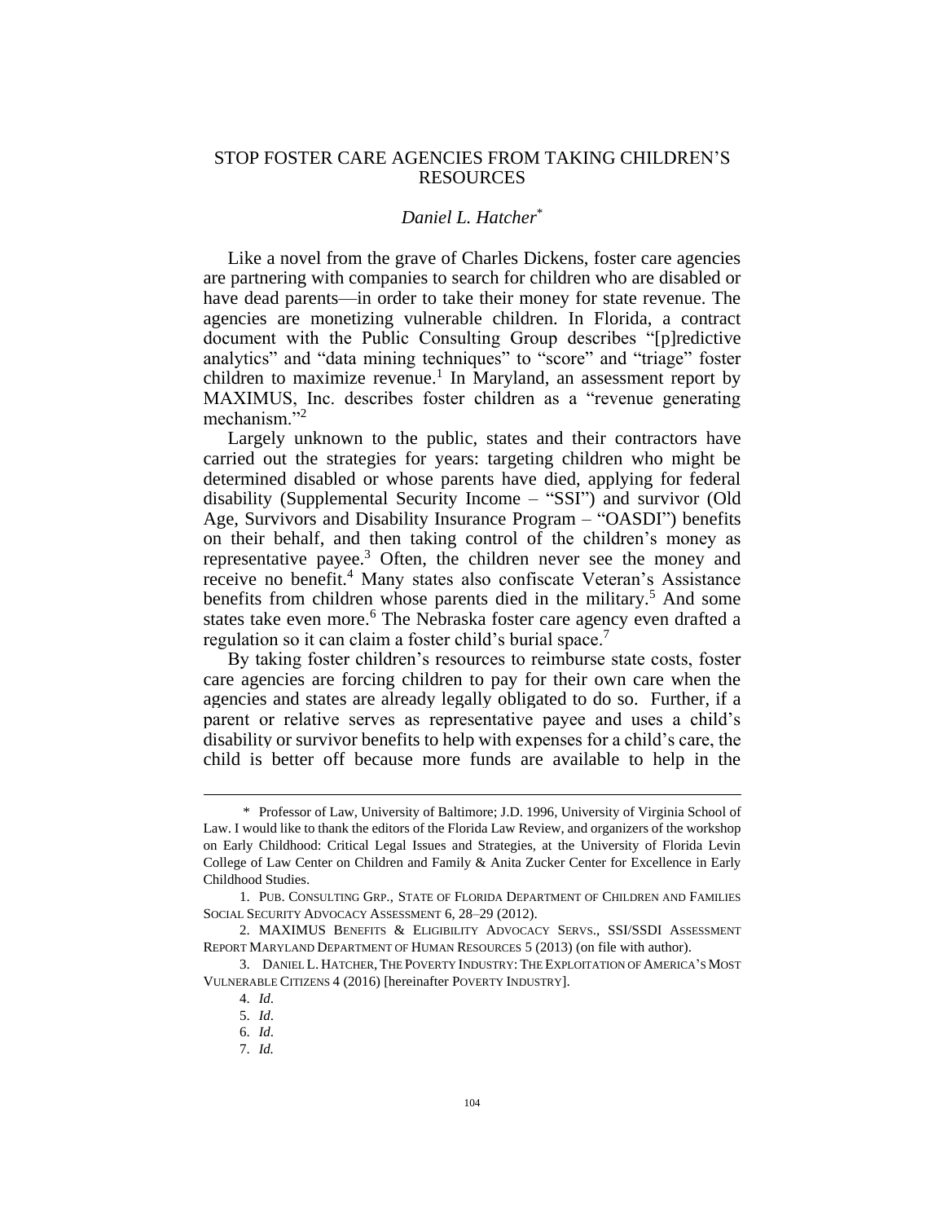# STOP FOSTER CARE AGENCIES FROM TAKING CHILDREN'S RESOURCES

*Daniel L. Hatcher*[*]

Like a novel from the grave of Charles Dickens, foster care agencies are partnering with companies to search for children who are disabled or have dead parents—in order to take their money for state revenue. The agencies are monetizing vulnerable children. In Florida, a contract document with the Public Consulting Group describes "[p]redictive analytics" and "data mining techniques" to "score" and "triage" foster children to maximize revenue.[1] In Maryland, an assessment report by MAXIMUS, Inc. describes foster children as a "revenue generating mechanism."[2]

Largely unknown to the public, states and their contractors have carried out the strategies for years: targeting children who might be determined disabled or whose parents have died, applying for federal disability (Supplemental Security Income – "SSI") and survivor (Old Age, Survivors and Disability Insurance Program – "OASDI") benefits on their behalf, and then taking control of the children's money as representative payee.[3] Often, the children never see the money and receive no benefit.[4] Many states also confiscate Veteran's Assistance benefits from children whose parents died in the military.[5] And some states take even more.[6] The Nebraska foster care agency even drafted a regulation so it can claim a foster child's burial space.[7]

By taking foster children's resources to reimburse state costs, foster care agencies are forcing children to pay for their own care when the agencies and states are already legally obligated to do so. Further, if a parent or relative serves as representative payee and uses a child's disability or survivor benefits to help with expenses for a child's care, the child is better off because more funds are available to help in the

---

\* Professor of Law, University of Baltimore; J.D. 1996, University of Virginia School of Law. I would like to thank the editors of the Florida Law Review, and organizers of the workshop on Early Childhood: Critical Legal Issues and Strategies, at the University of Florida Levin College of Law Center on Children and Family & Anita Zucker Center for Excellence in Early Childhood Studies.

1. PUB. CONSULTING GRP., STATE OF FLORIDA DEPARTMENT OF CHILDREN AND FAMILIES SOCIAL SECURITY ADVOCACY ASSESSMENT 6, 28–29 (2012).

2. MAXIMUS BENEFITS & ELIGIBILITY ADVOCACY SERVS., SSI/SSDI ASSESSMENT REPORT MARYLAND DEPARTMENT OF HUMAN RESOURCES 5 (2013) (on file with author).

3. DANIEL L. HATCHER, THE POVERTY INDUSTRY: THE EXPLOITATION OF AMERICA'S MOST VULNERABLE CITIZENS 4 (2016) [hereinafter POVERTY INDUSTRY].

4. *Id*.

5. *Id*.

6. *Id*.

7. *Id.*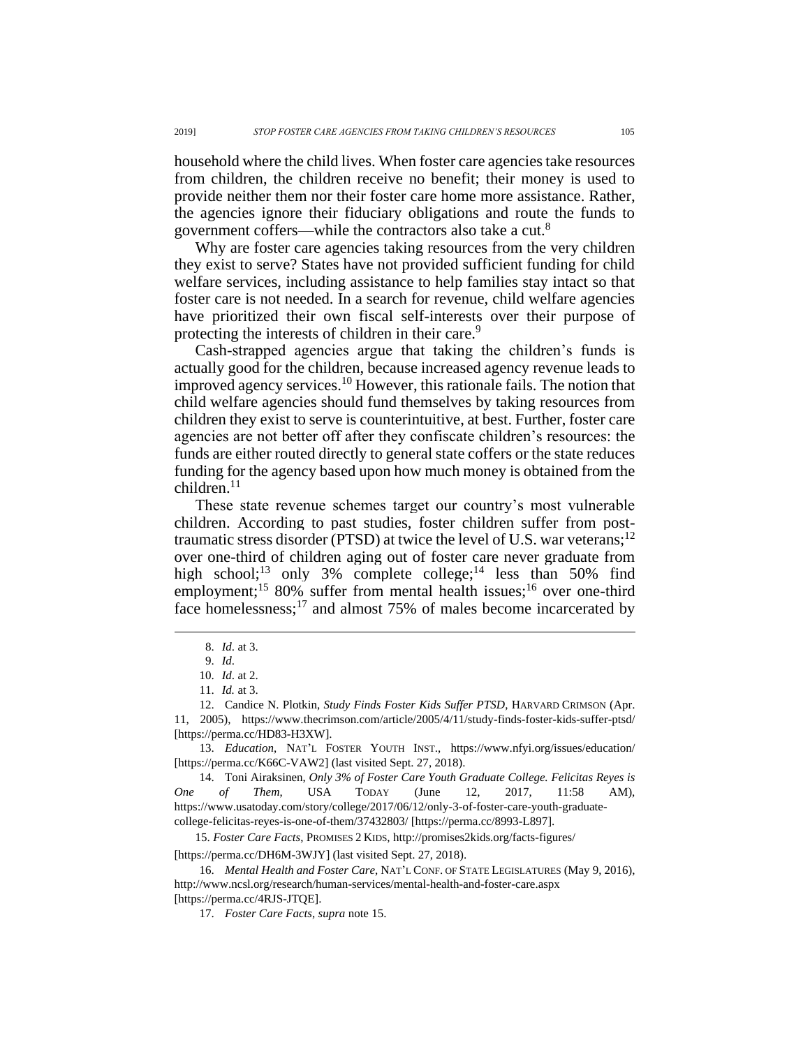household where the child lives. When foster care agencies take resources from children, the children receive no benefit; their money is used to provide neither them nor their foster care home more assistance. Rather, the agencies ignore their fiduciary obligations and route the funds to government coffers—while the contractors also take a cut.[8]

Why are foster care agencies taking resources from the very children they exist to serve? States have not provided sufficient funding for child welfare services, including assistance to help families stay intact so that foster care is not needed. In a search for revenue, child welfare agencies have prioritized their own fiscal self-interests over their purpose of protecting the interests of children in their care.[9]

Cash-strapped agencies argue that taking the children's funds is actually good for the children, because increased agency revenue leads to improved agency services.[10] However, this rationale fails. The notion that child welfare agencies should fund themselves by taking resources from children they exist to serve is counterintuitive, at best. Further, foster care agencies are not better off after they confiscate children's resources: the funds are either routed directly to general state coffers or the state reduces funding for the agency based upon how much money is obtained from the children.[11]

These state revenue schemes target our country's most vulnerable children. According to past studies, foster children suffer from post-traumatic stress disorder (PTSD) at twice the level of U.S. war veterans;[12] over one-third of children aging out of foster care never graduate from high school;[13] only 3% complete college;[14] less than 50% find employment;[15] 80% suffer from mental health issues;[16] over one-third face homelessness;[17] and almost 75% of males become incarcerated by

---

8. *Id*. at 3.

9. *Id*.

10. *Id*. at 2.

11. *Id.* at 3.

12. Candice N. Plotkin, *Study Finds Foster Kids Suffer PTSD*, HARVARD CRIMSON (Apr. 11, 2005), https://www.thecrimson.com/article/2005/4/11/study-finds-foster-kids-suffer-ptsd/ [https://perma.cc/HD83-H3XW].

13. *Education*, NAT'L FOSTER YOUTH INST., https://www.nfyi.org/issues/education/ [https://perma.cc/K66C-VAW2] (last visited Sept. 27, 2018).

14. Toni Airaksinen, *Only 3% of Foster Care Youth Graduate College. Felicitas Reyes is One of Them*, USA TODAY (June 12, 2017, 11:58 AM), https://www.usatoday.com/story/college/2017/06/12/only-3-of-foster-care-youth-graduate-college-felicitas-reyes-is-one-of-them/37432803/ [https://perma.cc/8993-L897].

15. *Foster Care Facts*, PROMISES 2 KIDS, http://promises2kids.org/facts-figures/ [https://perma.cc/DH6M-3WJY] (last visited Sept. 27, 2018).

16. *Mental Health and Foster Care*, NAT'L CONF. OF STATE LEGISLATURES (May 9, 2016), http://www.ncsl.org/research/human-services/mental-health-and-foster-care.aspx [https://perma.cc/4RJS-JTQE].

17. *Foster Care Facts*, *supra* note 15.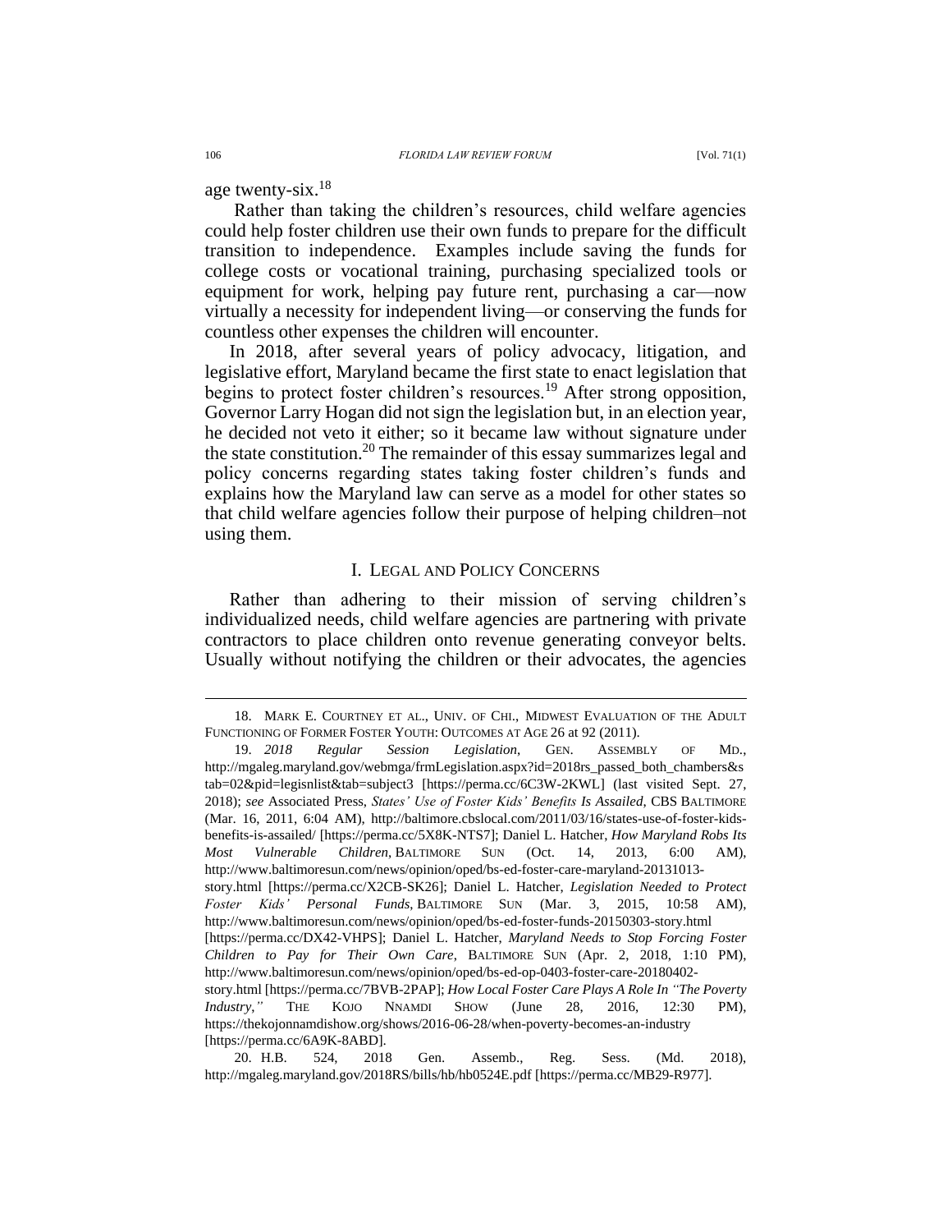age twenty-six.[18]

Rather than taking the children's resources, child welfare agencies could help foster children use their own funds to prepare for the difficult transition to independence. Examples include saving the funds for college costs or vocational training, purchasing specialized tools or equipment for work, helping pay future rent, purchasing a car—now virtually a necessity for independent living—or conserving the funds for countless other expenses the children will encounter.

In 2018, after several years of policy advocacy, litigation, and legislative effort, Maryland became the first state to enact legislation that begins to protect foster children's resources.[19] After strong opposition, Governor Larry Hogan did not sign the legislation but, in an election year, he decided not veto it either; so it became law without signature under the state constitution.[20] The remainder of this essay summarizes legal and policy concerns regarding states taking foster children's funds and explains how the Maryland law can serve as a model for other states so that child welfare agencies follow their purpose of helping children–not using them.

## I. LEGAL AND POLICY CONCERNS

Rather than adhering to their mission of serving children's individualized needs, child welfare agencies are partnering with private contractors to place children onto revenue generating conveyor belts. Usually without notifying the children or their advocates, the agencies

---

18. MARK E. COURTNEY ET AL., UNIV. OF CHI., MIDWEST EVALUATION OF THE ADULT FUNCTIONING OF FORMER FOSTER YOUTH: OUTCOMES AT AGE 26 at 92 (2011).

19. *2018 Regular Session Legislation*, GEN. ASSEMBLY OF MD., http://mgaleg.maryland.gov/webmga/frmLegislation.aspx?id=2018rs_passed_both_chambers&stab=02&pid=legisnlist&tab=subject3 [https://perma.cc/6C3W-2KWL] (last visited Sept. 27, 2018); *see* Associated Press, *States' Use of Foster Kids' Benefits Is Assailed*, CBS BALTIMORE (Mar. 16, 2011, 6:04 AM), http://baltimore.cbslocal.com/2011/03/16/states-use-of-foster-kids-benefits-is-assailed/ [https://perma.cc/5X8K-NTS7]; Daniel L. Hatcher, *How Maryland Robs Its Most Vulnerable Children*, BALTIMORE SUN (Oct. 14, 2013, 6:00 AM), http://www.baltimoresun.com/news/opinion/oped/bs-ed-foster-care-maryland-20131013-story.html [https://perma.cc/X2CB-SK26]; Daniel L. Hatcher, *Legislation Needed to Protect Foster Kids' Personal Funds*, BALTIMORE SUN (Mar. 3, 2015, 10:58 AM), http://www.baltimoresun.com/news/opinion/oped/bs-ed-foster-funds-20150303-story.html [https://perma.cc/DX42-VHPS]; Daniel L. Hatcher, *Maryland Needs to Stop Forcing Foster Children to Pay for Their Own Care*, BALTIMORE SUN (Apr. 2, 2018, 1:10 PM), http://www.baltimoresun.com/news/opinion/oped/bs-ed-op-0403-foster-care-20180402-story.html [https://perma.cc/7BVB-2PAP]; *How Local Foster Care Plays A Role In "The Poverty Industry,"* THE KOJO NNAMDI SHOW (June 28, 2016, 12:30 PM), https://thekojonnamdishow.org/shows/2016-06-28/when-poverty-becomes-an-industry [https://perma.cc/6A9K-8ABD].

20. H.B. 524, 2018 Gen. Assemb., Reg. Sess. (Md. 2018), http://mgaleg.maryland.gov/2018RS/bills/hb/hb0524E.pdf [https://perma.cc/MB29-R977].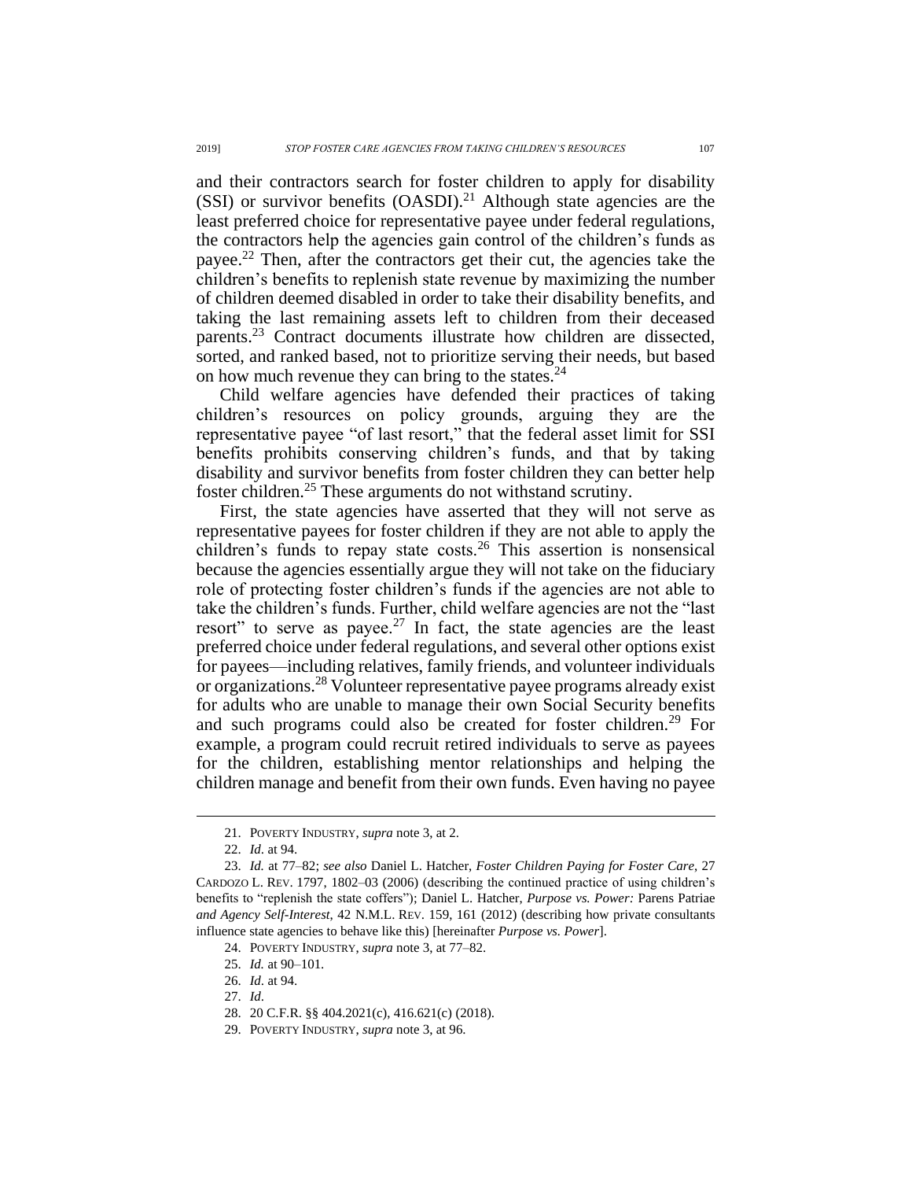and their contractors search for foster children to apply for disability (SSI) or survivor benefits (OASDI).[21] Although state agencies are the least preferred choice for representative payee under federal regulations, the contractors help the agencies gain control of the children's funds as payee.[22] Then, after the contractors get their cut, the agencies take the children's benefits to replenish state revenue by maximizing the number of children deemed disabled in order to take their disability benefits, and taking the last remaining assets left to children from their deceased parents.[23] Contract documents illustrate how children are dissected, sorted, and ranked based, not to prioritize serving their needs, but based on how much revenue they can bring to the states.[24]

Child welfare agencies have defended their practices of taking children's resources on policy grounds, arguing they are the representative payee "of last resort," that the federal asset limit for SSI benefits prohibits conserving children's funds, and that by taking disability and survivor benefits from foster children they can better help foster children.[25] These arguments do not withstand scrutiny.

First, the state agencies have asserted that they will not serve as representative payees for foster children if they are not able to apply the children's funds to repay state costs.[26] This assertion is nonsensical because the agencies essentially argue they will not take on the fiduciary role of protecting foster children's funds if the agencies are not able to take the children's funds. Further, child welfare agencies are not the "last resort" to serve as payee.[27] In fact, the state agencies are the least preferred choice under federal regulations, and several other options exist for payees—including relatives, family friends, and volunteer individuals or organizations.[28] Volunteer representative payee programs already exist for adults who are unable to manage their own Social Security benefits and such programs could also be created for foster children.[29] For example, a program could recruit retired individuals to serve as payees for the children, establishing mentor relationships and helping the children manage and benefit from their own funds. Even having no payee

---

21. POVERTY INDUSTRY, *supra* note 3, at 2.

22. *Id.* at 94.

23. *Id.* at 77–82; *see also* Daniel L. Hatcher, *Foster Children Paying for Foster Care*, 27 CARDOZO L. REV. 1797, 1802–03 (2006) (describing the continued practice of using children's benefits to "replenish the state coffers"); Daniel L. Hatcher, *Purpose vs. Power:* Parens Patriae *and Agency Self-Interest*, 42 N.M.L. REV. 159, 161 (2012) (describing how private consultants influence state agencies to behave like this) [hereinafter *Purpose vs. Power*].

24. POVERTY INDUSTRY, *supra* note 3, at 77–82.

25. *Id.* at 90–101.

26. *Id.* at 94.

27. *Id.*

28. 20 C.F.R. §§ 404.2021(c), 416.621(c) (2018).

29. POVERTY INDUSTRY, *supra* note 3, at 96.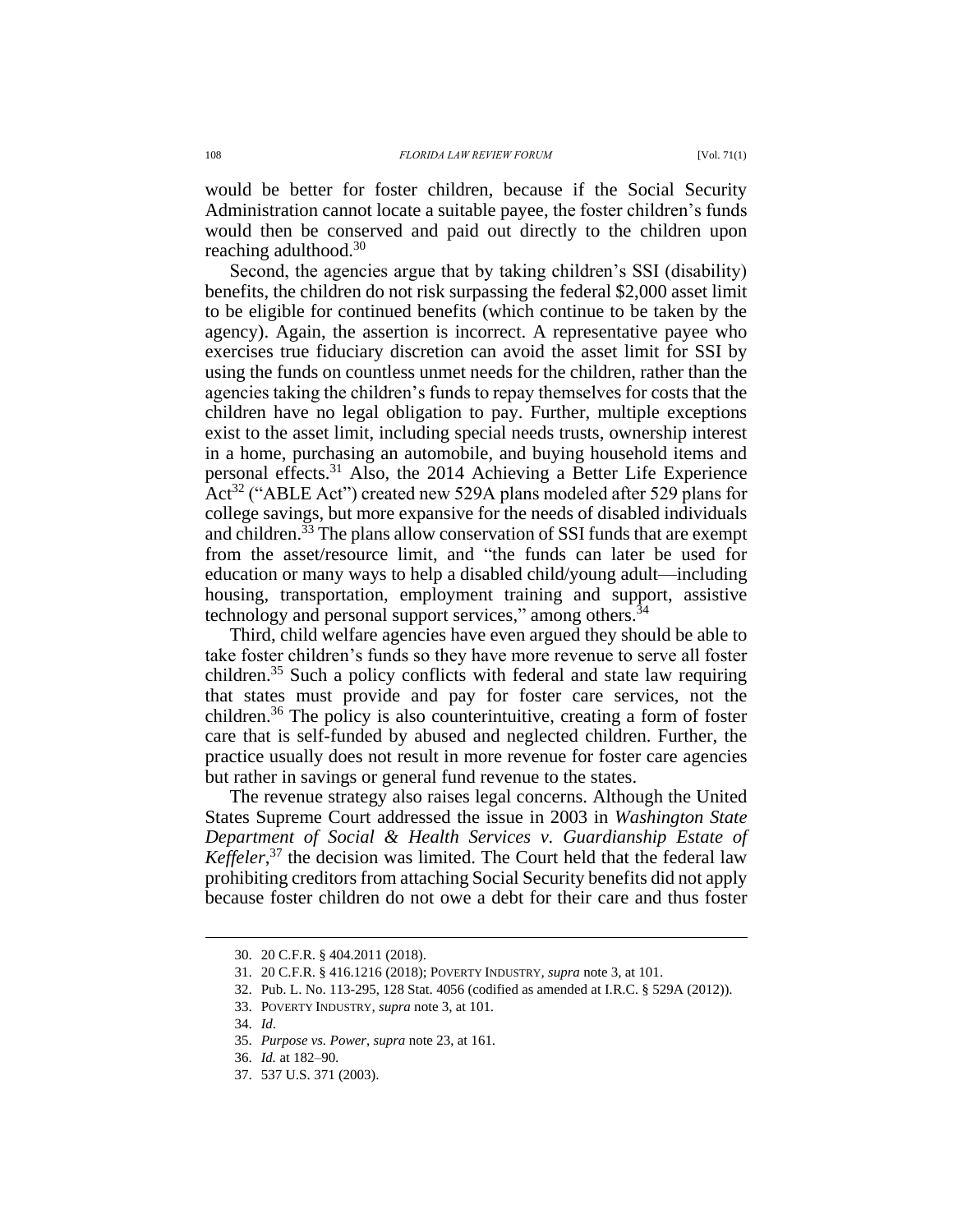would be better for foster children, because if the Social Security Administration cannot locate a suitable payee, the foster children's funds would then be conserved and paid out directly to the children upon reaching adulthood.[30]

Second, the agencies argue that by taking children's SSI (disability) benefits, the children do not risk surpassing the federal $2,000 asset limit to be eligible for continued benefits (which continue to be taken by the agency). Again, the assertion is incorrect. A representative payee who exercises true fiduciary discretion can avoid the asset limit for SSI by using the funds on countless unmet needs for the children, rather than the agencies taking the children's funds to repay themselves for costs that the children have no legal obligation to pay. Further, multiple exceptions exist to the asset limit, including special needs trusts, ownership interest in a home, purchasing an automobile, and buying household items and personal effects.[31] Also, the 2014 Achieving a Better Life Experience Act[32] ("ABLE Act") created new 529A plans modeled after 529 plans for college savings, but more expansive for the needs of disabled individuals and children.[33] The plans allow conservation of SSI funds that are exempt from the asset/resource limit, and "the funds can later be used for education or many ways to help a disabled child/young adult—including housing, transportation, employment training and support, assistive technology and personal support services," among others.[34]

Third, child welfare agencies have even argued they should be able to take foster children's funds so they have more revenue to serve all foster children.[35] Such a policy conflicts with federal and state law requiring that states must provide and pay for foster care services, not the children.[36] The policy is also counterintuitive, creating a form of foster care that is self-funded by abused and neglected children. Further, the practice usually does not result in more revenue for foster care agencies but rather in savings or general fund revenue to the states.

The revenue strategy also raises legal concerns. Although the United States Supreme Court addressed the issue in 2003 in *Washington State Department of Social & Health Services v. Guardianship Estate of Keffeler*,[37] the decision was limited. The Court held that the federal law prohibiting creditors from attaching Social Security benefits did not apply because foster children do not owe a debt for their care and thus foster

---

30. 20 C.F.R. § 404.2011 (2018).

31. 20 C.F.R. § 416.1216 (2018); POVERTY INDUSTRY, *supra* note 3, at 101.

32. Pub. L. No. 113-295, 128 Stat. 4056 (codified as amended at I.R.C. § 529A (2012)).

33. POVERTY INDUSTRY, *supra* note 3, at 101.

34. *Id.*

35. *Purpose vs. Power*, *supra* note 23, at 161.

36. *Id.* at 182–90.

37. 537 U.S. 371 (2003).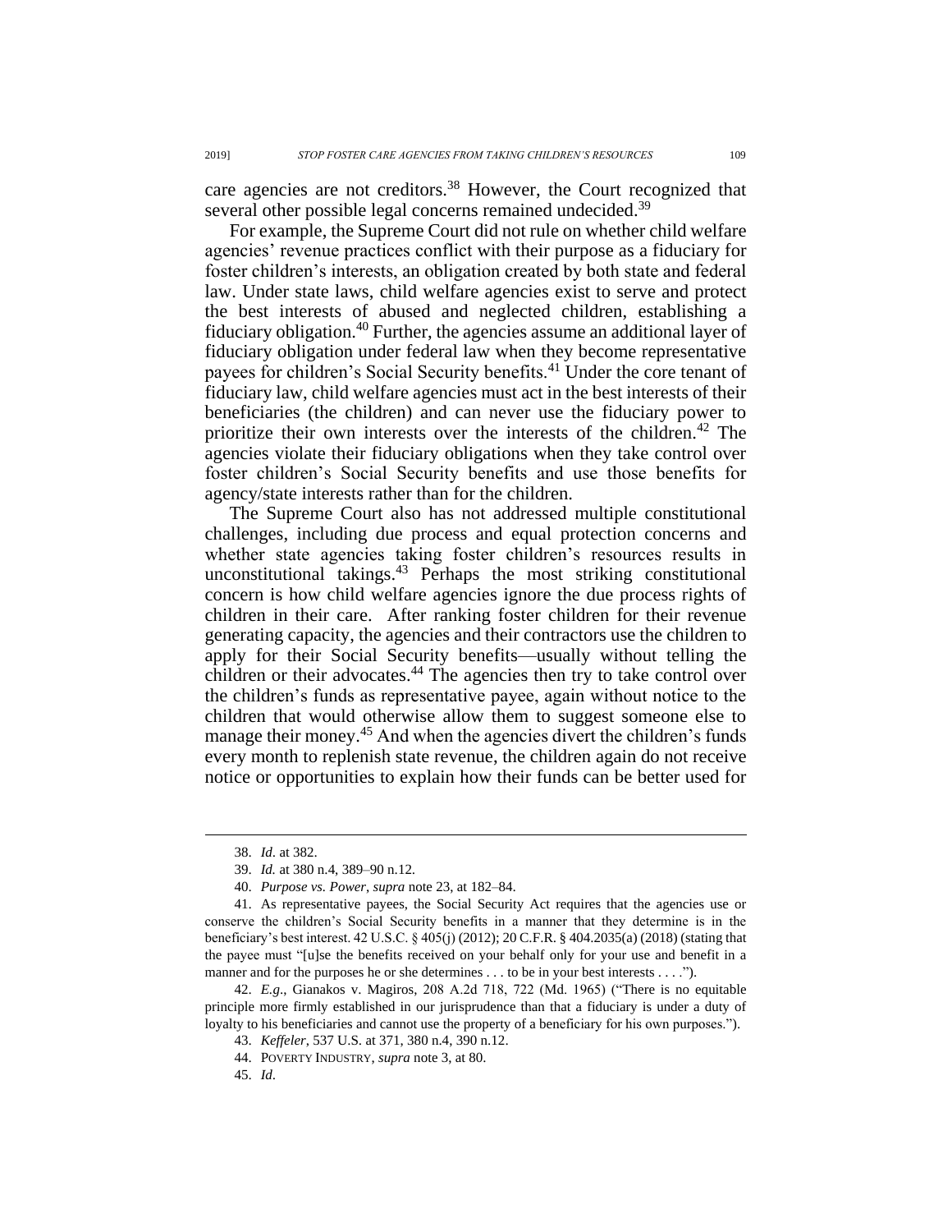care agencies are not creditors.[38] However, the Court recognized that several other possible legal concerns remained undecided.[39]

For example, the Supreme Court did not rule on whether child welfare agencies' revenue practices conflict with their purpose as a fiduciary for foster children's interests, an obligation created by both state and federal law. Under state laws, child welfare agencies exist to serve and protect the best interests of abused and neglected children, establishing a fiduciary obligation.[40] Further, the agencies assume an additional layer of fiduciary obligation under federal law when they become representative payees for children's Social Security benefits.[41] Under the core tenant of fiduciary law, child welfare agencies must act in the best interests of their beneficiaries (the children) and can never use the fiduciary power to prioritize their own interests over the interests of the children.[42] The agencies violate their fiduciary obligations when they take control over foster children's Social Security benefits and use those benefits for agency/state interests rather than for the children.

The Supreme Court also has not addressed multiple constitutional challenges, including due process and equal protection concerns and whether state agencies taking foster children's resources results in unconstitutional takings.[43] Perhaps the most striking constitutional concern is how child welfare agencies ignore the due process rights of children in their care. After ranking foster children for their revenue generating capacity, the agencies and their contractors use the children to apply for their Social Security benefits—usually without telling the children or their advocates.[44] The agencies then try to take control over the children's funds as representative payee, again without notice to the children that would otherwise allow them to suggest someone else to manage their money.[45] And when the agencies divert the children's funds every month to replenish state revenue, the children again do not receive notice or opportunities to explain how their funds can be better used for

---

38. *Id*. at 382.

39. *Id.* at 380 n.4, 389–90 n.12.

40. *Purpose vs. Power*, *supra* note 23, at 182–84.

41. As representative payees, the Social Security Act requires that the agencies use or conserve the children's Social Security benefits in a manner that they determine is in the beneficiary's best interest. 42 U.S.C. § 405(j) (2012); 20 C.F.R. § 404.2035(a) (2018) (stating that the payee must "[u]se the benefits received on your behalf only for your use and benefit in a manner and for the purposes he or she determines . . . to be in your best interests . . . .").

42. *E.g*., Gianakos v. Magiros, 208 A.2d 718, 722 (Md. 1965) ("There is no equitable principle more firmly established in our jurisprudence than that a fiduciary is under a duty of loyalty to his beneficiaries and cannot use the property of a beneficiary for his own purposes.").

43. *Keffeler*, 537 U.S. at 371, 380 n.4, 390 n.12.

44. POVERTY INDUSTRY, *supra* note 3, at 80.

45. *Id*.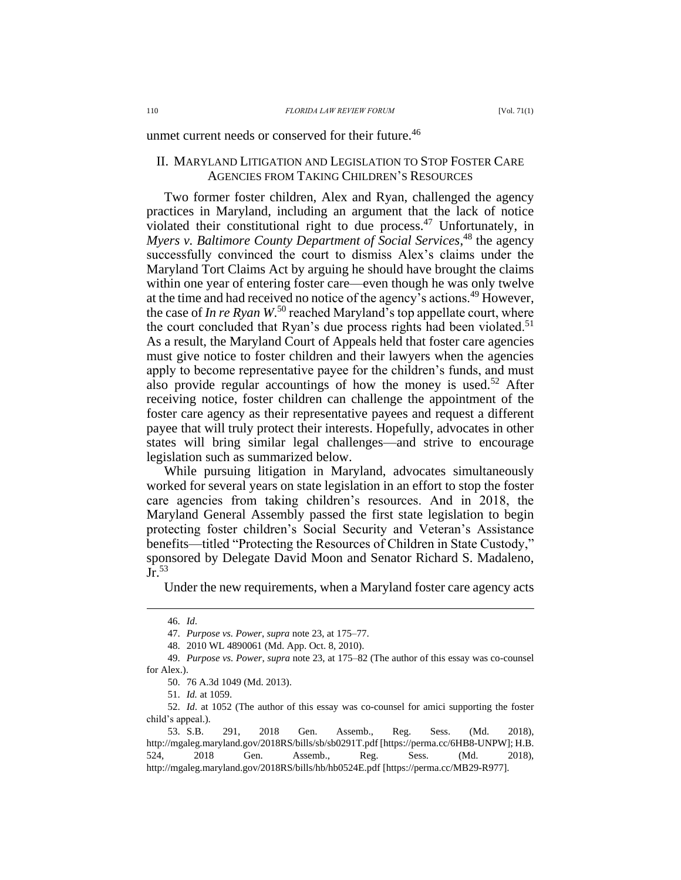unmet current needs or conserved for their future.[46]

## II. MARYLAND LITIGATION AND LEGISLATION TO STOP FOSTER CARE AGENCIES FROM TAKING CHILDREN'S RESOURCES

Two former foster children, Alex and Ryan, challenged the agency practices in Maryland, including an argument that the lack of notice violated their constitutional right to due process.[47] Unfortunately, in *Myers v. Baltimore County Department of Social Services*,[48] the agency successfully convinced the court to dismiss Alex's claims under the Maryland Tort Claims Act by arguing he should have brought the claims within one year of entering foster care—even though he was only twelve at the time and had received no notice of the agency's actions.[49] However, the case of *In re Ryan W.*[50] reached Maryland's top appellate court, where the court concluded that Ryan's due process rights had been violated.[51] As a result, the Maryland Court of Appeals held that foster care agencies must give notice to foster children and their lawyers when the agencies apply to become representative payee for the children's funds, and must also provide regular accountings of how the money is used.[52] After receiving notice, foster children can challenge the appointment of the foster care agency as their representative payees and request a different payee that will truly protect their interests. Hopefully, advocates in other states will bring similar legal challenges—and strive to encourage legislation such as summarized below.

While pursuing litigation in Maryland, advocates simultaneously worked for several years on state legislation in an effort to stop the foster care agencies from taking children's resources. And in 2018, the Maryland General Assembly passed the first state legislation to begin protecting foster children's Social Security and Veteran's Assistance benefits—titled "Protecting the Resources of Children in State Custody," sponsored by Delegate David Moon and Senator Richard S. Madaleno, Jr.[53]

Under the new requirements, when a Maryland foster care agency acts

---

46. *Id*.

47. *Purpose vs. Power*, *supra* note 23, at 175–77.

48. 2010 WL 4890061 (Md. App. Oct. 8, 2010).

49. *Purpose vs. Power*, *supra* note 23, at 175–82 (The author of this essay was co-counsel for Alex.).

50. 76 A.3d 1049 (Md. 2013).

51. *Id.* at 1059.

52. *Id*. at 1052 (The author of this essay was co-counsel for amici supporting the foster child's appeal.).

53. S.B. 291, 2018 Gen. Assemb., Reg. Sess. (Md. 2018), http://mgaleg.maryland.gov/2018RS/bills/sb/sb0291T.pdf [https://perma.cc/6HB8-UNPW]; H.B. 524, 2018 Gen. Assemb., Reg. Sess. (Md. 2018), http://mgaleg.maryland.gov/2018RS/bills/hb/hb0524E.pdf [https://perma.cc/MB29-R977].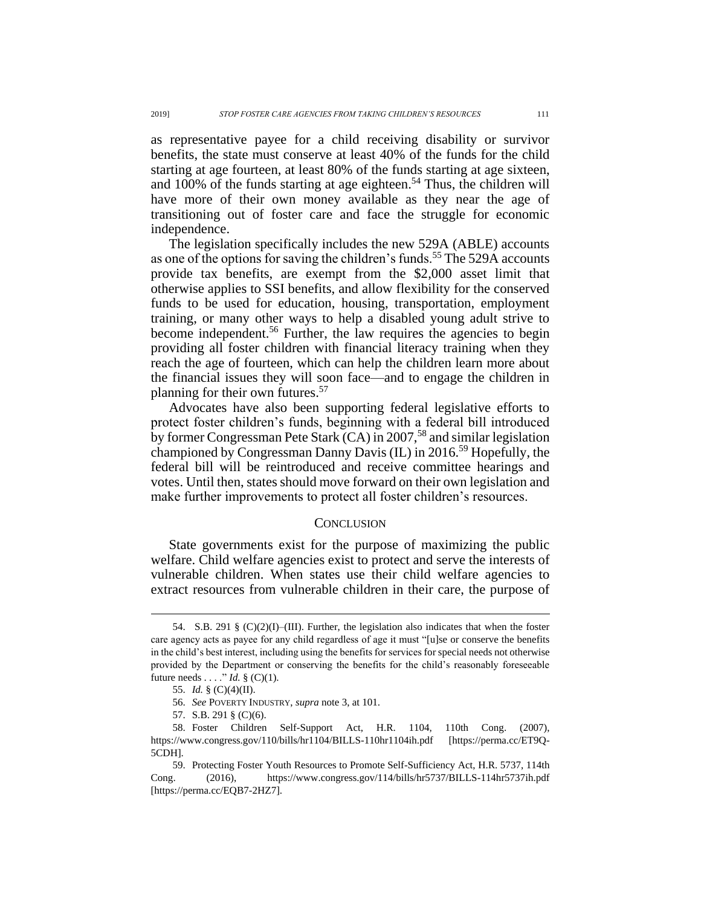as representative payee for a child receiving disability or survivor benefits, the state must conserve at least 40% of the funds for the child starting at age fourteen, at least 80% of the funds starting at age sixteen, and 100% of the funds starting at age eighteen.[54] Thus, the children will have more of their own money available as they near the age of transitioning out of foster care and face the struggle for economic independence.

The legislation specifically includes the new 529A (ABLE) accounts as one of the options for saving the children's funds.[55] The 529A accounts provide tax benefits, are exempt from the $2,000 asset limit that otherwise applies to SSI benefits, and allow flexibility for the conserved funds to be used for education, housing, transportation, employment training, or many other ways to help a disabled young adult strive to become independent.[56] Further, the law requires the agencies to begin providing all foster children with financial literacy training when they reach the age of fourteen, which can help the children learn more about the financial issues they will soon face—and to engage the children in planning for their own futures.[57]

Advocates have also been supporting federal legislative efforts to protect foster children's funds, beginning with a federal bill introduced by former Congressman Pete Stark (CA) in 2007,[58] and similar legislation championed by Congressman Danny Davis (IL) in 2016.[59] Hopefully, the federal bill will be reintroduced and receive committee hearings and votes. Until then, states should move forward on their own legislation and make further improvements to protect all foster children's resources.

## CONCLUSION

State governments exist for the purpose of maximizing the public welfare. Child welfare agencies exist to protect and serve the interests of vulnerable children. When states use their child welfare agencies to extract resources from vulnerable children in their care, the purpose of

---

54. S.B. 291 § (C)(2)(I)–(III). Further, the legislation also indicates that when the foster care agency acts as payee for any child regardless of age it must "[u]se or conserve the benefits in the child's best interest, including using the benefits for services for special needs not otherwise provided by the Department or conserving the benefits for the child's reasonably foreseeable future needs . . . ." *Id.* § (C)(1).

55. *Id.* § (C)(4)(II).

56. *See* POVERTY INDUSTRY, *supra* note 3, at 101.

57. S.B. 291 § (C)(6).

58. Foster Children Self-Support Act, H.R. 1104, 110th Cong. (2007), https://www.congress.gov/110/bills/hr1104/BILLS-110hr1104ih.pdf [https://perma.cc/ET9Q-5CDH].

59. Protecting Foster Youth Resources to Promote Self-Sufficiency Act, H.R. 5737, 114th Cong. (2016), https://www.congress.gov/114/bills/hr5737/BILLS-114hr5737ih.pdf [https://perma.cc/EQB7-2HZ7].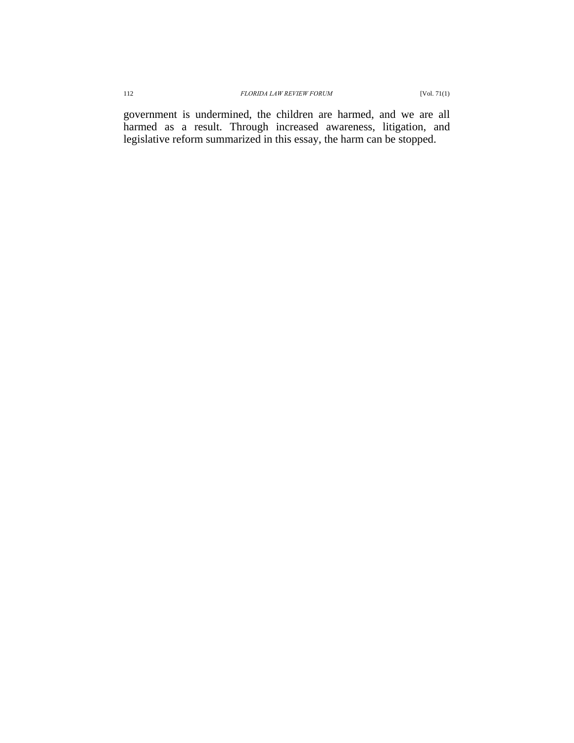government is undermined, the children are harmed, and we are all harmed as a result. Through increased awareness, litigation, and legislative reform summarized in this essay, the harm can be stopped.